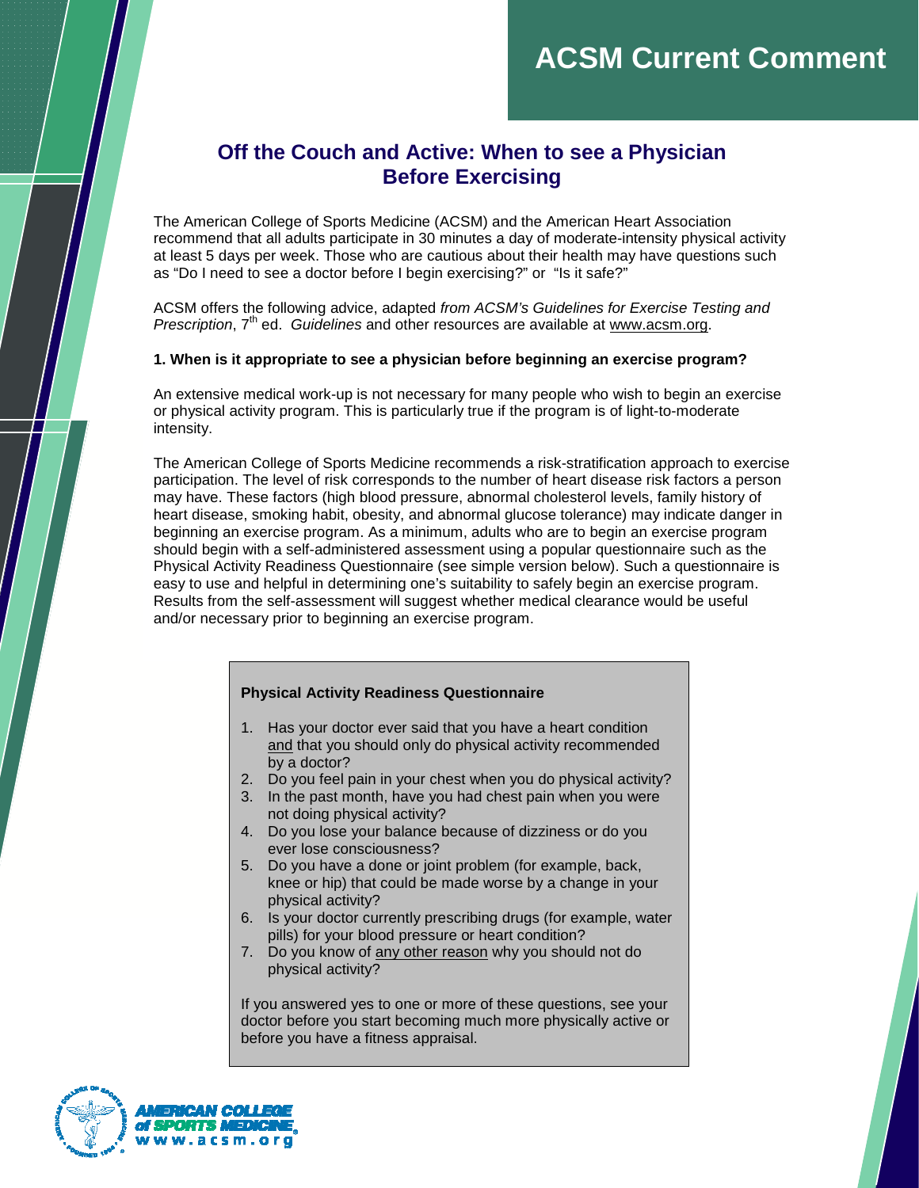ACSM Current Comment

# Off the Couch and Active: When to see a Physician Before Exercising

The American College of Sports Medicine (ACSM) and the American Heart Association recommend that all adults participate in 30 minutes a day of moderate-intensity physical activity at least 5 days per week. Those who are cautious about their health may have questions such as "Do I need to see a doctor before I begin exercising?" or "Is it safe?"

ACSM offers the following advice, adapted *from ACSM's Guidelines for Exercise Testing and Prescription*, 7th ed. *Guidelines* and other resources are available at www.acsm.org.

**1. When is it appropriate to see a physician before beginning an exercise program?**

An extensive medical work-up is not necessary for many people who wish to begin an exercise or physical activity program. This is particularly true if the program is of light-to-moderate intensity.

The American College of Sports Medicine recommends a risk-stratification approach to exercise participation. The level of risk corresponds to the number of heart disease risk factors a person may have. These factors (high blood pressure, abnormal cholesterol levels, family history of heart disease, smoking habit, obesity, and abnormal glucose tolerance) may indicate danger in beginning an exercise program. As a minimum, adults who are to begin an exercise program should begin with a self-administered assessment using a popular questionnaire such as the Physical Activity Readiness Questionnaire (see simple version below). Such a questionnaire is easy to use and helpful in determining one's suitability to safely begin an exercise program. Results from the self-assessment will suggest whether medical clearance would be useful and/or necessary prior to beginning an exercise program.

**Physical Activity Readiness Questionnaire**

1. Has your doctor ever said that you have a heart condition and that you should only do physical activity recommended by a doctor?
2. Do you feel pain in your chest when you do physical activity?
3. In the past month, have you had chest pain when you were not doing physical activity?
4. Do you lose your balance because of dizziness or do you ever lose consciousness?
5. Do you have a done or joint problem (for example, back, knee or hip) that could be made worse by a change in your physical activity?
6. Is your doctor currently prescribing drugs (for example, water pills) for your blood pressure or heart condition?
7. Do you know of any other reason why you should not do physical activity?

If you answered yes to one or more of these questions, see your doctor before you start becoming much more physically active or before you have a fitness appraisal.

AMERICAN COLLEGE of SPORTS MEDICINE
www.acsm.org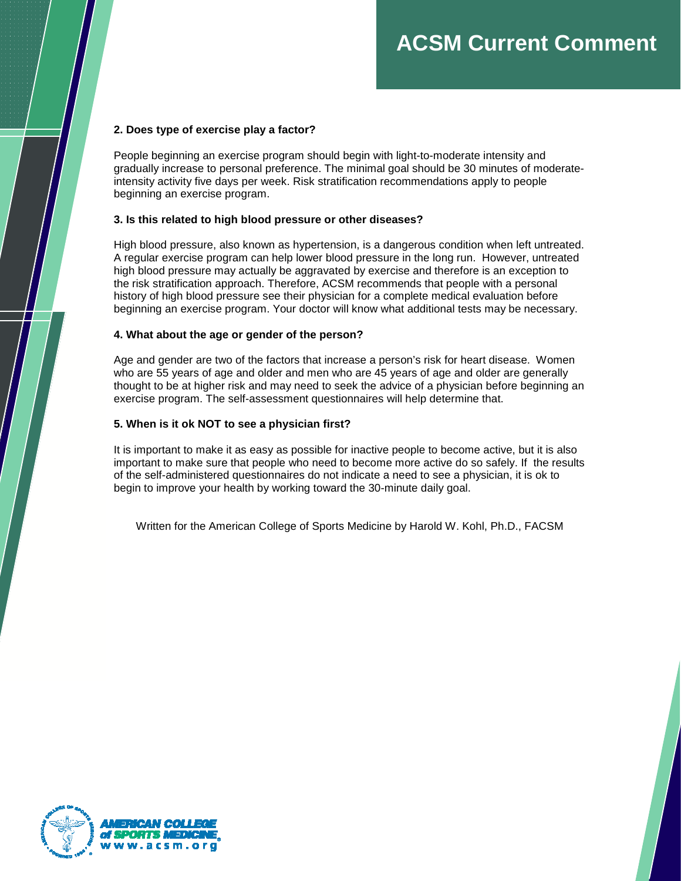### 2. Does type of exercise play a factor?

People beginning an exercise program should begin with light-to-moderate intensity and gradually increase to personal preference. The minimal goal should be 30 minutes of moderate-intensity activity five days per week. Risk stratification recommendations apply to people beginning an exercise program.

### 3. Is this related to high blood pressure or other diseases?

High blood pressure, also known as hypertension, is a dangerous condition when left untreated. A regular exercise program can help lower blood pressure in the long run. However, untreated high blood pressure may actually be aggravated by exercise and therefore is an exception to the risk stratification approach. Therefore, ACSM recommends that people with a personal history of high blood pressure see their physician for a complete medical evaluation before beginning an exercise program. Your doctor will know what additional tests may be necessary.

### 4. What about the age or gender of the person?

Age and gender are two of the factors that increase a person's risk for heart disease. Women who are 55 years of age and older and men who are 45 years of age and older are generally thought to be at higher risk and may need to seek the advice of a physician before beginning an exercise program. The self-assessment questionnaires will help determine that.

### 5. When is it ok NOT to see a physician first?

It is important to make it as easy as possible for inactive people to become active, but it is also important to make sure that people who need to become more active do so safely. If the results of the self-administered questionnaires do not indicate a need to see a physician, it is ok to begin to improve your health by working toward the 30-minute daily goal.

Written for the American College of Sports Medicine by Harold W. Kohl, Ph.D., FACSM

AMERICAN COLLEGE of SPORTS MEDICINE
www.acsm.org